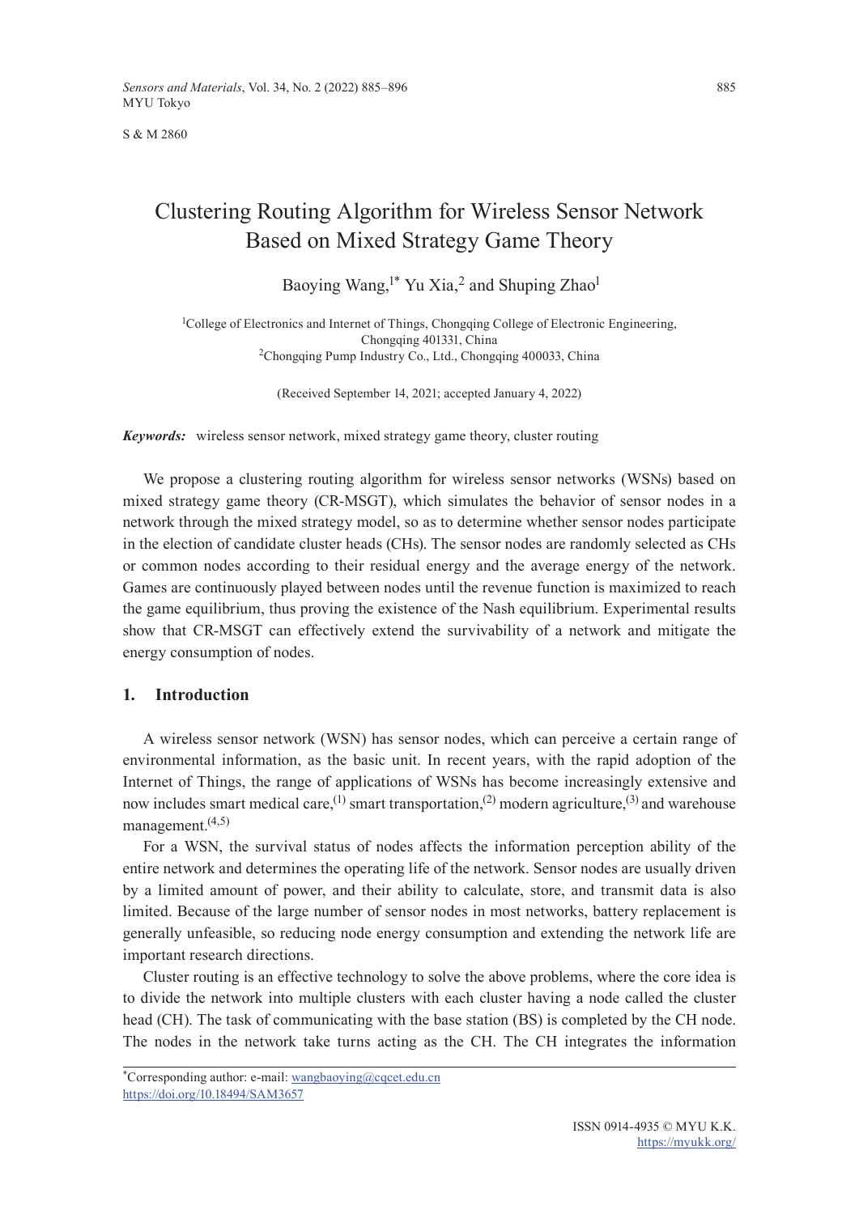S & M 2860

# Clustering Routing Algorithm for Wireless Sensor Network Based on Mixed Strategy Game Theory

Baoying Wang,[1*] Yu Xia,[2] and Shuping Zhao[1]

[1]College of Electronics and Internet of Things, Chongqing College of Electronic Engineering, Chongqing 401331, China
[2]Chongqing Pump Industry Co., Ltd., Chongqing 400033, China

(Received September 14, 2021; accepted January 4, 2022)

***Keywords:*** wireless sensor network, mixed strategy game theory, cluster routing

We propose a clustering routing algorithm for wireless sensor networks (WSNs) based on mixed strategy game theory (CR-MSGT), which simulates the behavior of sensor nodes in a network through the mixed strategy model, so as to determine whether sensor nodes participate in the election of candidate cluster heads (CHs). The sensor nodes are randomly selected as CHs or common nodes according to their residual energy and the average energy of the network. Games are continuously played between nodes until the revenue function is maximized to reach the game equilibrium, thus proving the existence of the Nash equilibrium. Experimental results show that CR-MSGT can effectively extend the survivability of a network and mitigate the energy consumption of nodes.

## 1. Introduction

A wireless sensor network (WSN) has sensor nodes, which can perceive a certain range of environmental information, as the basic unit. In recent years, with the rapid adoption of the Internet of Things, the range of applications of WSNs has become increasingly extensive and now includes smart medical care,[1] smart transportation,[2] modern agriculture,[3] and warehouse management.[4,5]

For a WSN, the survival status of nodes affects the information perception ability of the entire network and determines the operating life of the network. Sensor nodes are usually driven by a limited amount of power, and their ability to calculate, store, and transmit data is also limited. Because of the large number of sensor nodes in most networks, battery replacement is generally unfeasible, so reducing node energy consumption and extending the network life are important research directions.

Cluster routing is an effective technology to solve the above problems, where the core idea is to divide the network into multiple clusters with each cluster having a node called the cluster head (CH). The task of communicating with the base station (BS) is completed by the CH node. The nodes in the network take turns acting as the CH. The CH integrates the information

---

*Corresponding author: e-mail: wangbaoying@cqcet.edu.cn
https://doi.org/10.18494/SAM3657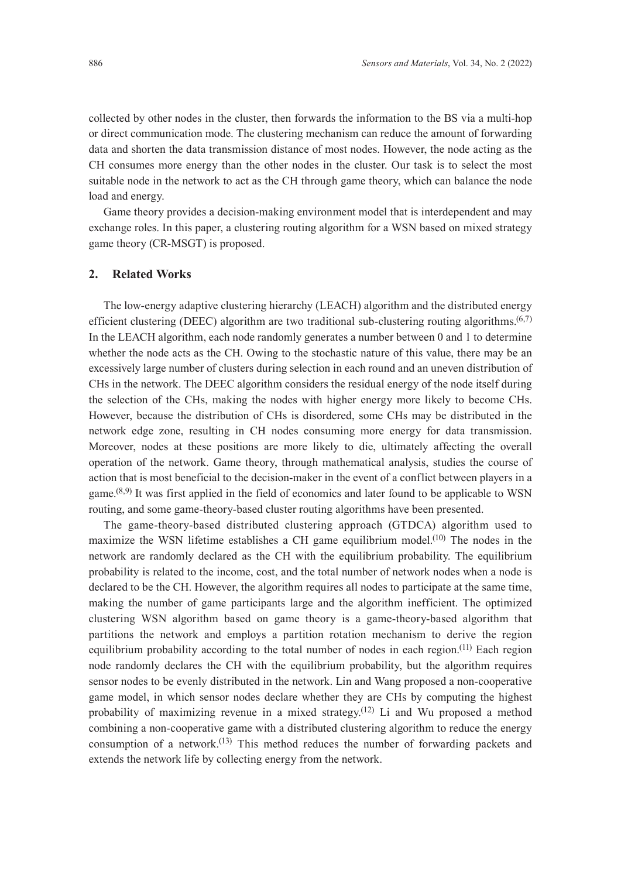collected by other nodes in the cluster, then forwards the information to the BS via a multi-hop or direct communication mode. The clustering mechanism can reduce the amount of forwarding data and shorten the data transmission distance of most nodes. However, the node acting as the CH consumes more energy than the other nodes in the cluster. Our task is to select the most suitable node in the network to act as the CH through game theory, which can balance the node load and energy.

Game theory provides a decision-making environment model that is interdependent and may exchange roles. In this paper, a clustering routing algorithm for a WSN based on mixed strategy game theory (CR-MSGT) is proposed.

## 2. Related Works

The low-energy adaptive clustering hierarchy (LEACH) algorithm and the distributed energy efficient clustering (DEEC) algorithm are two traditional sub-clustering routing algorithms.[6,7] In the LEACH algorithm, each node randomly generates a number between 0 and 1 to determine whether the node acts as the CH. Owing to the stochastic nature of this value, there may be an excessively large number of clusters during selection in each round and an uneven distribution of CHs in the network. The DEEC algorithm considers the residual energy of the node itself during the selection of the CHs, making the nodes with higher energy more likely to become CHs. However, because the distribution of CHs is disordered, some CHs may be distributed in the network edge zone, resulting in CH nodes consuming more energy for data transmission. Moreover, nodes at these positions are more likely to die, ultimately affecting the overall operation of the network. Game theory, through mathematical analysis, studies the course of action that is most beneficial to the decision-maker in the event of a conflict between players in a game.[8,9] It was first applied in the field of economics and later found to be applicable to WSN routing, and some game-theory-based cluster routing algorithms have been presented.

The game-theory-based distributed clustering approach (GTDCA) algorithm used to maximize the WSN lifetime establishes a CH game equilibrium model.[10] The nodes in the network are randomly declared as the CH with the equilibrium probability. The equilibrium probability is related to the income, cost, and the total number of network nodes when a node is declared to be the CH. However, the algorithm requires all nodes to participate at the same time, making the number of game participants large and the algorithm inefficient. The optimized clustering WSN algorithm based on game theory is a game-theory-based algorithm that partitions the network and employs a partition rotation mechanism to derive the region equilibrium probability according to the total number of nodes in each region.[11] Each region node randomly declares the CH with the equilibrium probability, but the algorithm requires sensor nodes to be evenly distributed in the network. Lin and Wang proposed a non-cooperative game model, in which sensor nodes declare whether they are CHs by computing the highest probability of maximizing revenue in a mixed strategy.[12] Li and Wu proposed a method combining a non-cooperative game with a distributed clustering algorithm to reduce the energy consumption of a network.[13] This method reduces the number of forwarding packets and extends the network life by collecting energy from the network.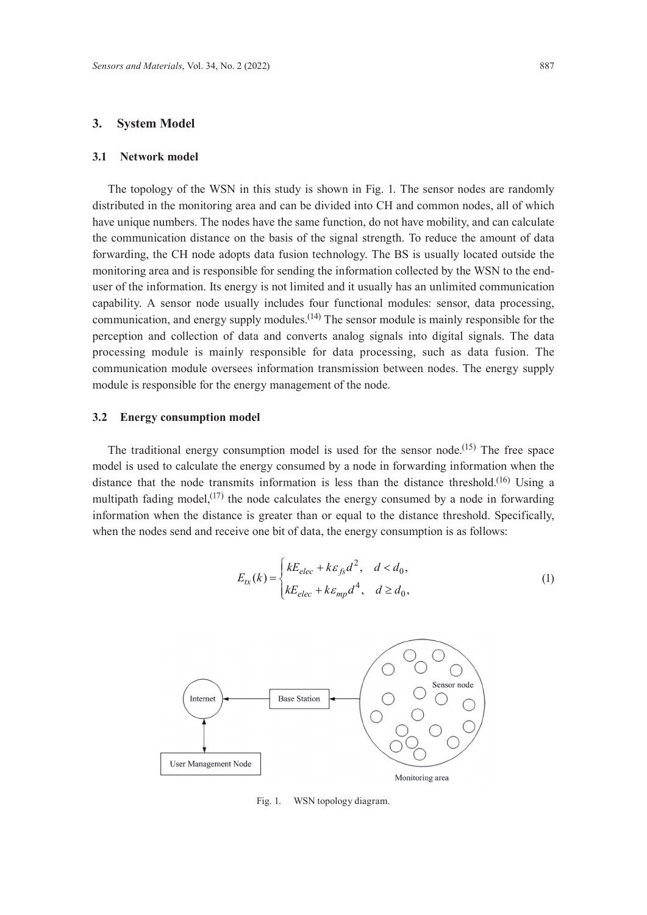## 3. System Model

### 3.1 Network model

The topology of the WSN in this study is shown in Fig. 1. The sensor nodes are randomly distributed in the monitoring area and can be divided into CH and common nodes, all of which have unique numbers. The nodes have the same function, do not have mobility, and can calculate the communication distance on the basis of the signal strength. To reduce the amount of data forwarding, the CH node adopts data fusion technology. The BS is usually located outside the monitoring area and is responsible for sending the information collected by the WSN to the end-user of the information. Its energy is not limited and it usually has an unlimited communication capability. A sensor node usually includes four functional modules: sensor, data processing, communication, and energy supply modules.[14] The sensor module is mainly responsible for the perception and collection of data and converts analog signals into digital signals. The data processing module is mainly responsible for data processing, such as data fusion. The communication module oversees information transmission between nodes. The energy supply module is responsible for the energy management of the node.

### 3.2 Energy consumption model

The traditional energy consumption model is used for the sensor node.[15] The free space model is used to calculate the energy consumed by a node in forwarding information when the distance that the node transmits information is less than the distance threshold.[16] Using a multipath fading model,[17] the node calculates the energy consumed by a node in forwarding information when the distance is greater than or equal to the distance threshold. Specifically, when the nodes send and receive one bit of data, the energy consumption is as follows:

$$E_{tx}(k) = \begin{cases} kE_{elec} + k\varepsilon_{fs}d^2, & d < d_0, \\ kE_{elec} + k\varepsilon_{mp}d^4, & d \geq d_0, \end{cases} \tag{1}$$

Fig. 1. WSN topology diagram.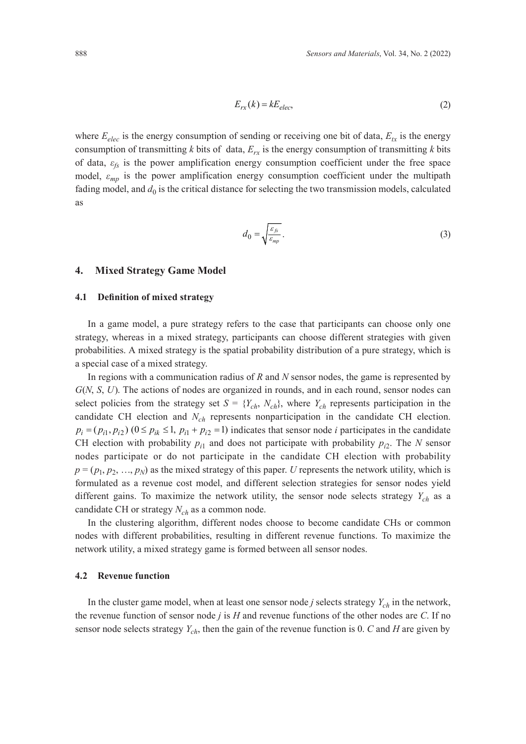$$E_{rx}(k) = kE_{elec}, \tag{2}$$

where $E_{elec}$ is the energy consumption of sending or receiving one bit of data, $E_{tx}$ is the energy consumption of transmitting $k$ bits of data, $E_{rx}$ is the energy consumption of transmitting $k$ bits of data, $\varepsilon_{fs}$ is the power amplification energy consumption coefficient under the free space model, $\varepsilon_{mp}$ is the power amplification energy consumption coefficient under the multipath fading model, and $d_0$ is the critical distance for selecting the two transmission models, calculated as

$$d_0 = \sqrt{\frac{\varepsilon_{fs}}{\varepsilon_{mp}}}. \tag{3}$$

## 4. Mixed Strategy Game Model

### 4.1 Definition of mixed strategy

In a game model, a pure strategy refers to the case that participants can choose only one strategy, whereas in a mixed strategy, participants can choose different strategies with given probabilities. A mixed strategy is the spatial probability distribution of a pure strategy, which is a special case of a mixed strategy.

In regions with a communication radius of $R$ and $N$ sensor nodes, the game is represented by $G(N, S, U)$. The actions of nodes are organized in rounds, and in each round, sensor nodes can select policies from the strategy set $S = \{Y_{ch}, N_{ch}\}$, where $Y_{ch}$ represents participation in the candidate CH election and $N_{ch}$ represents nonparticipation in the candidate CH election. $p_i = (p_{i1}, p_{i2})$ $(0 \leq p_{ik} \leq 1,\ p_{i1} + p_{i2} = 1)$ indicates that sensor node $i$ participates in the candidate CH election with probability $p_{i1}$ and does not participate with probability $p_{i2}$. The $N$ sensor nodes participate or do not participate in the candidate CH election with probability $p = (p_1, p_2, \ldots, p_N)$ as the mixed strategy of this paper. $U$ represents the network utility, which is formulated as a revenue cost model, and different selection strategies for sensor nodes yield different gains. To maximize the network utility, the sensor node selects strategy $Y_{ch}$ as a candidate CH or strategy $N_{ch}$ as a common node.

In the clustering algorithm, different nodes choose to become candidate CHs or common nodes with different probabilities, resulting in different revenue functions. To maximize the network utility, a mixed strategy game is formed between all sensor nodes.

### 4.2 Revenue function

In the cluster game model, when at least one sensor node $j$ selects strategy $Y_{ch}$ in the network, the revenue function of sensor node $j$ is $H$ and revenue functions of the other nodes are $C$. If no sensor node selects strategy $Y_{ch}$, then the gain of the revenue function is 0. $C$ and $H$ are given by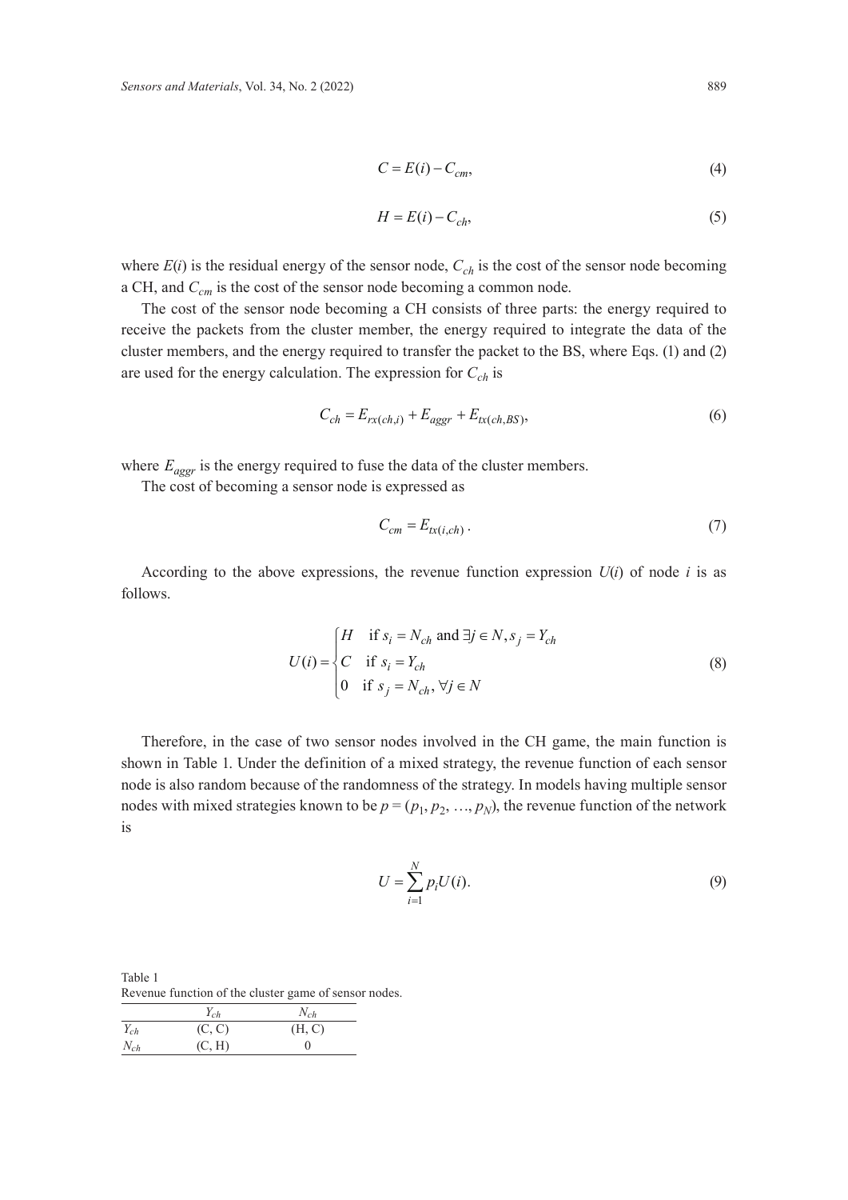$$C = E(i) - C_{cm}, \tag{4}$$

$$H = E(i) - C_{ch}, \tag{5}$$

where $E(i)$ is the residual energy of the sensor node, $C_{ch}$ is the cost of the sensor node becoming a CH, and $C_{cm}$ is the cost of the sensor node becoming a common node.

The cost of the sensor node becoming a CH consists of three parts: the energy required to receive the packets from the cluster member, the energy required to integrate the data of the cluster members, and the energy required to transfer the packet to the BS, where Eqs. (1) and (2) are used for the energy calculation. The expression for $C_{ch}$ is

$$C_{ch} = E_{rx(ch,i)} + E_{aggr} + E_{tx(ch,BS)}, \tag{6}$$

where $E_{aggr}$ is the energy required to fuse the data of the cluster members.

The cost of becoming a sensor node is expressed as

$$C_{cm} = E_{tx(i,ch)}. \tag{7}$$

According to the above expressions, the revenue function expression $U(i)$ of node $i$ is as follows.

$$U(i) = \begin{cases} H & \text{if } s_i = N_{ch} \text{ and } \exists j \in N, s_j = Y_{ch} \\ C & \text{if } s_i = Y_{ch} \\ 0 & \text{if } s_j = N_{ch}, \forall j \in N \end{cases} \tag{8}$$

Therefore, in the case of two sensor nodes involved in the CH game, the main function is shown in Table 1. Under the definition of a mixed strategy, the revenue function of each sensor node is also random because of the randomness of the strategy. In models having multiple sensor nodes with mixed strategies known to be $p = (p_1, p_2, \ldots, p_N)$, the revenue function of the network is

$$U = \sum_{i=1}^{N} p_i U(i). \tag{9}$$

Table 1
Revenue function of the cluster game of sensor nodes.

| | $Y_{ch}$ | $N_{ch}$ |
|---|---|---|
| $Y_{ch}$ | (C, C) | (H, C) |
| $N_{ch}$ | (C, H) | 0 |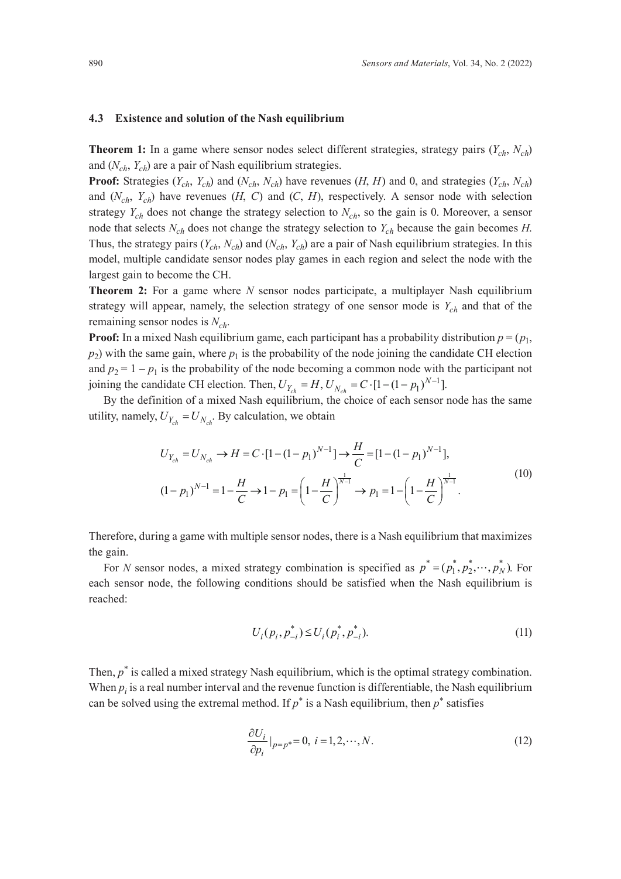### 4.3 Existence and solution of the Nash equilibrium

**Theorem 1:** In a game where sensor nodes select different strategies, strategy pairs ($Y_{ch}$, $N_{ch}$) and ($N_{ch}$, $Y_{ch}$) are a pair of Nash equilibrium strategies.

**Proof:** Strategies ($Y_{ch}$, $Y_{ch}$) and ($N_{ch}$, $N_{ch}$) have revenues ($H$, $H$) and 0, and strategies ($Y_{ch}$, $N_{ch}$) and ($N_{ch}$, $Y_{ch}$) have revenues ($H$, $C$) and ($C$, $H$), respectively. A sensor node with selection strategy $Y_{ch}$ does not change the strategy selection to $N_{ch}$, so the gain is 0. Moreover, a sensor node that selects $N_{ch}$ does not change the strategy selection to $Y_{ch}$ because the gain becomes $H$. Thus, the strategy pairs ($Y_{ch}$, $N_{ch}$) and ($N_{ch}$, $Y_{ch}$) are a pair of Nash equilibrium strategies. In this model, multiple candidate sensor nodes play games in each region and select the node with the largest gain to become the CH.

**Theorem 2:** For a game where $N$ sensor nodes participate, a multiplayer Nash equilibrium strategy will appear, namely, the selection strategy of one sensor mode is $Y_{ch}$ and that of the remaining sensor nodes is $N_{ch}$.

**Proof:** In a mixed Nash equilibrium game, each participant has a probability distribution $p = (p_1, p_2)$ with the same gain, where $p_1$ is the probability of the node joining the candidate CH election and $p_2 = 1 - p_1$ is the probability of the node becoming a common node with the participant not joining the candidate CH election. Then, $U_{Y_{ch}} = H, U_{N_{ch}} = C \cdot [1-(1-p_1)^{N-1}]$.

By the definition of a mixed Nash equilibrium, the choice of each sensor node has the same utility, namely, $U_{Y_{ch}} = U_{N_{ch}}$. By calculation, we obtain

$$
\begin{aligned}
&U_{Y_{ch}} = U_{N_{ch}} \rightarrow H = C \cdot [1-(1-p_1)^{N-1}] \rightarrow \frac{H}{C} = [1-(1-p_1)^{N-1}], \\
&(1-p_1)^{N-1} = 1 - \frac{H}{C} \rightarrow 1 - p_1 = \left(1 - \frac{H}{C}\right)^{\frac{1}{N-1}} \rightarrow p_1 = 1 - \left(1 - \frac{H}{C}\right)^{\frac{1}{N-1}}.
\end{aligned}
\tag{10}
$$

Therefore, during a game with multiple sensor nodes, there is a Nash equilibrium that maximizes the gain.

For $N$ sensor nodes, a mixed strategy combination is specified as $p^* = (p_1^*, p_2^*, \cdots, p_N^*)$. For each sensor node, the following conditions should be satisfied when the Nash equilibrium is reached:

$$
U_i(p_i, p_{-i}^*) \leq U_i(p_i^*, p_{-i}^*). \tag{11}
$$

Then, $p^*$ is called a mixed strategy Nash equilibrium, which is the optimal strategy combination. When $p_i$ is a real number interval and the revenue function is differentiable, the Nash equilibrium can be solved using the extremal method. If $p^*$ is a Nash equilibrium, then $p^*$ satisfies

$$
\frac{\partial U_i}{\partial p_i}\Big|_{p=p^*} = 0, \; i = 1, 2, \cdots, N. \tag{12}
$$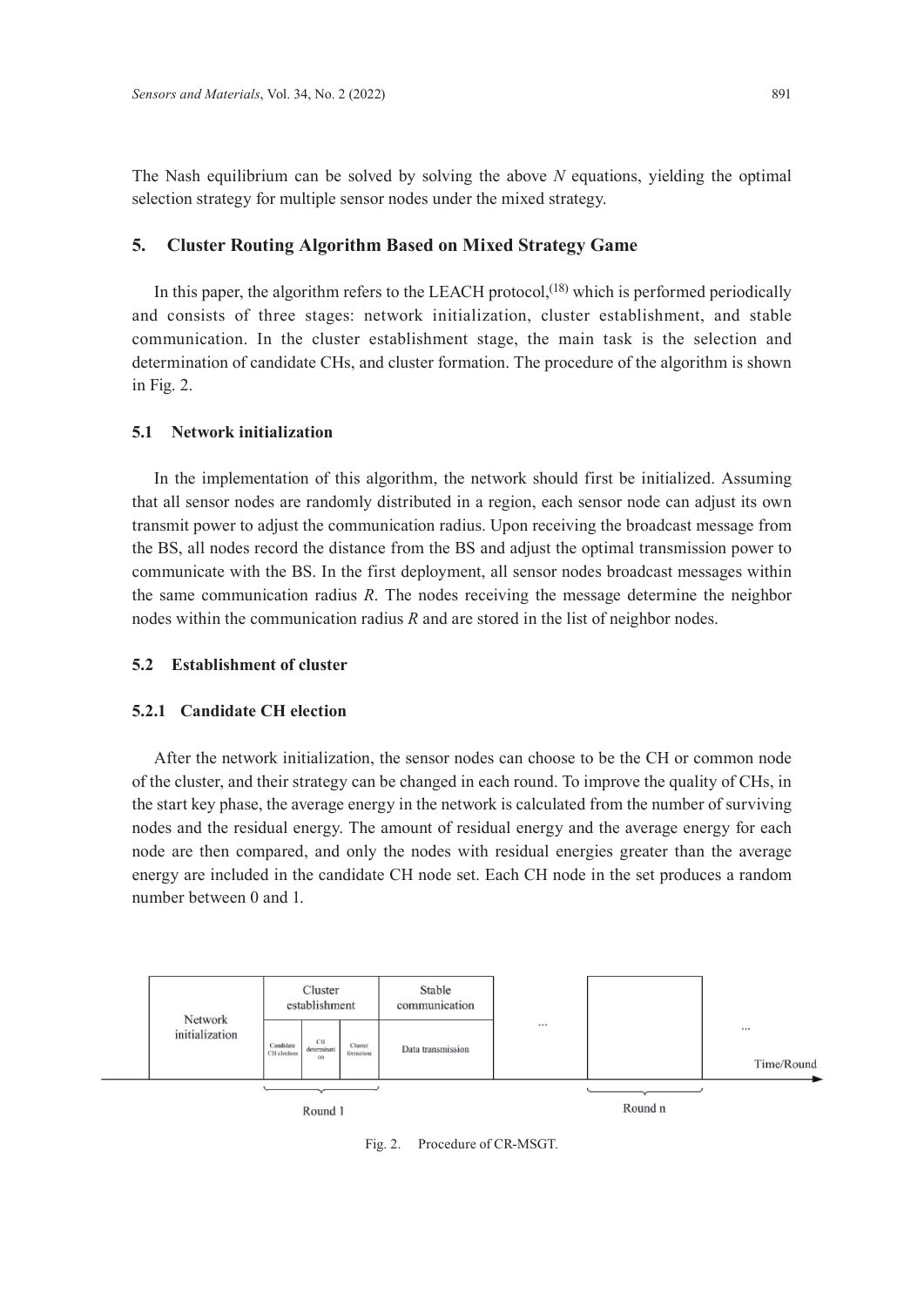The Nash equilibrium can be solved by solving the above $N$ equations, yielding the optimal selection strategy for multiple sensor nodes under the mixed strategy.

## 5. Cluster Routing Algorithm Based on Mixed Strategy Game

In this paper, the algorithm refers to the LEACH protocol,[18] which is performed periodically and consists of three stages: network initialization, cluster establishment, and stable communication. In the cluster establishment stage, the main task is the selection and determination of candidate CHs, and cluster formation. The procedure of the algorithm is shown in Fig. 2.

### 5.1 Network initialization

In the implementation of this algorithm, the network should first be initialized. Assuming that all sensor nodes are randomly distributed in a region, each sensor node can adjust its own transmit power to adjust the communication radius. Upon receiving the broadcast message from the BS, all nodes record the distance from the BS and adjust the optimal transmission power to communicate with the BS. In the first deployment, all sensor nodes broadcast messages within the same communication radius $R$. The nodes receiving the message determine the neighbor nodes within the communication radius $R$ and are stored in the list of neighbor nodes.

### 5.2 Establishment of cluster

#### 5.2.1 Candidate CH election

After the network initialization, the sensor nodes can choose to be the CH or common node of the cluster, and their strategy can be changed in each round. To improve the quality of CHs, in the start key phase, the average energy in the network is calculated from the number of surviving nodes and the residual energy. The amount of residual energy and the average energy for each node are then compared, and only the nodes with residual energies greater than the average energy are included in the candidate CH node set. Each CH node in the set produces a random number between 0 and 1.

| Network initialization | Cluster establishment | | | Stable communication | ... | | ... |
|---|---|---|---|---|---|---|---|
| | Candidate CH election | CH determination | Cluster formation | Data transmission | | | |
| | Round 1 | | | | | Round n | Time/Round |

Fig. 2. Procedure of CR-MSGT.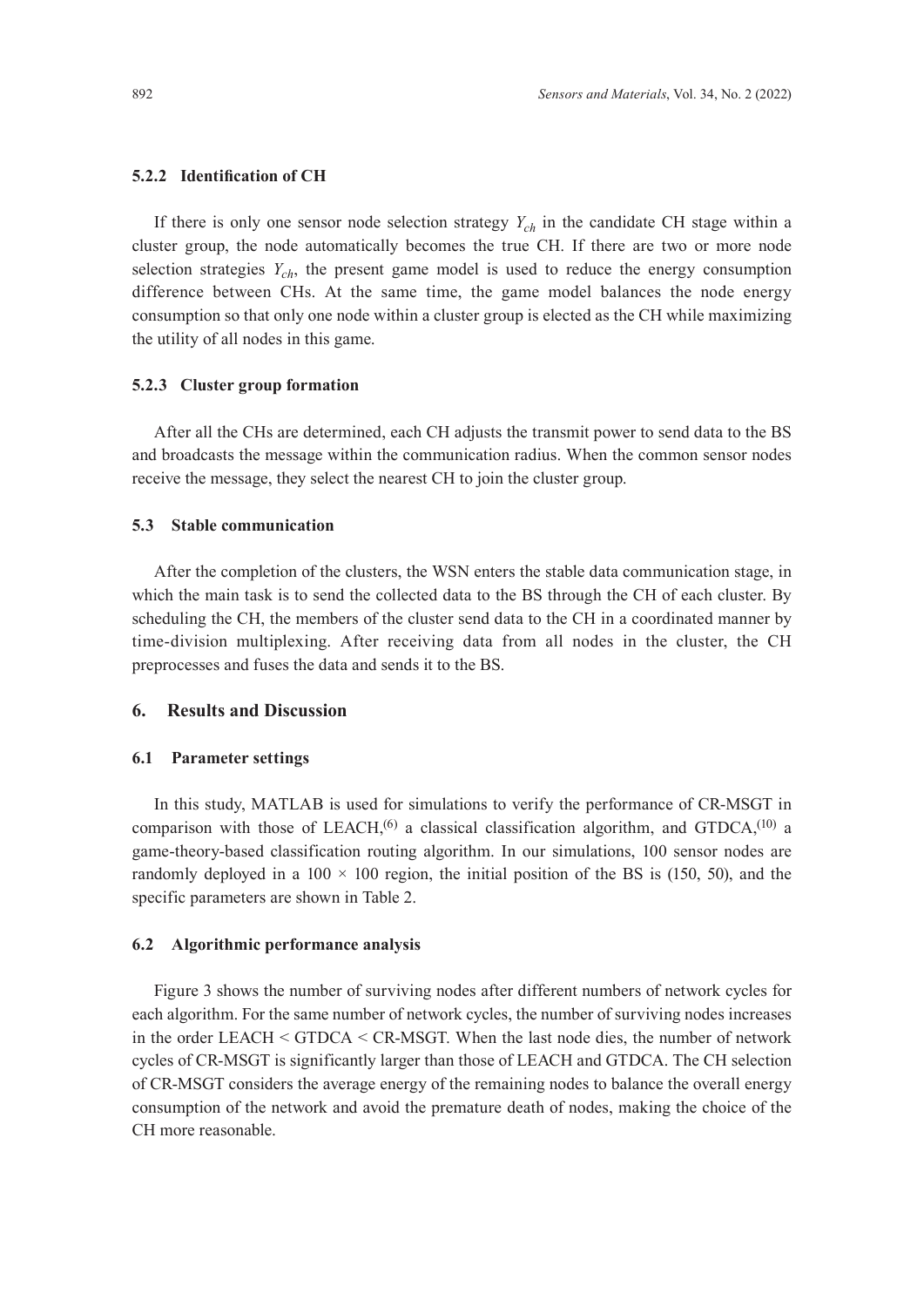### 5.2.2 Identification of CH

If there is only one sensor node selection strategy $Y_{ch}$ in the candidate CH stage within a cluster group, the node automatically becomes the true CH. If there are two or more node selection strategies $Y_{ch}$, the present game model is used to reduce the energy consumption difference between CHs. At the same time, the game model balances the node energy consumption so that only one node within a cluster group is elected as the CH while maximizing the utility of all nodes in this game.

### 5.2.3 Cluster group formation

After all the CHs are determined, each CH adjusts the transmit power to send data to the BS and broadcasts the message within the communication radius. When the common sensor nodes receive the message, they select the nearest CH to join the cluster group.

### 5.3 Stable communication

After the completion of the clusters, the WSN enters the stable data communication stage, in which the main task is to send the collected data to the BS through the CH of each cluster. By scheduling the CH, the members of the cluster send data to the CH in a coordinated manner by time-division multiplexing. After receiving data from all nodes in the cluster, the CH preprocesses and fuses the data and sends it to the BS.

## 6. Results and Discussion

### 6.1 Parameter settings

In this study, MATLAB is used for simulations to verify the performance of CR-MSGT in comparison with those of LEACH,[6] a classical classification algorithm, and GTDCA,[10] a game-theory-based classification routing algorithm. In our simulations, 100 sensor nodes are randomly deployed in a $100 \times 100$ region, the initial position of the BS is (150, 50), and the specific parameters are shown in Table 2.

### 6.2 Algorithmic performance analysis

Figure 3 shows the number of surviving nodes after different numbers of network cycles for each algorithm. For the same number of network cycles, the number of surviving nodes increases in the order LEACH < GTDCA < CR-MSGT. When the last node dies, the number of network cycles of CR-MSGT is significantly larger than those of LEACH and GTDCA. The CH selection of CR-MSGT considers the average energy of the remaining nodes to balance the overall energy consumption of the network and avoid the premature death of nodes, making the choice of the CH more reasonable.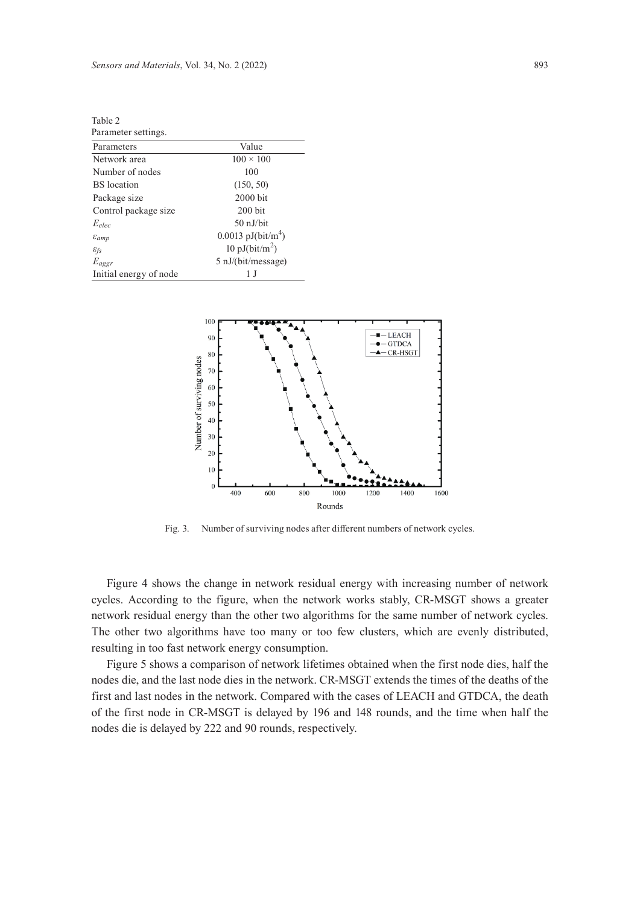Table 2
Parameter settings.

| Parameters | Value |
|---|---|
| Network area | 100 × 100 |
| Number of nodes | 100 |
| BS location | (150, 50) |
| Package size | 2000 bit |
| Control package size | 200 bit |
| $E_{elec}$ | 50 nJ/bit |
| $\varepsilon_{amp}$ | 0.0013 pJ(bit/m$^4$) |
| $\varepsilon_{fs}$ | 10 pJ(bit/m$^2$) |
| $E_{aggr}$ | 5 nJ/(bit/message) |
| Initial energy of node | 1 J |

Fig. 3. Number of surviving nodes after different numbers of network cycles.

Figure 4 shows the change in network residual energy with increasing number of network cycles. According to the figure, when the network works stably, CR-MSGT shows a greater network residual energy than the other two algorithms for the same number of network cycles. The other two algorithms have too many or too few clusters, which are evenly distributed, resulting in too fast network energy consumption.

Figure 5 shows a comparison of network lifetimes obtained when the first node dies, half the nodes die, and the last node dies in the network. CR-MSGT extends the times of the deaths of the first and last nodes in the network. Compared with the cases of LEACH and GTDCA, the death of the first node in CR-MSGT is delayed by 196 and 148 rounds, and the time when half the nodes die is delayed by 222 and 90 rounds, respectively.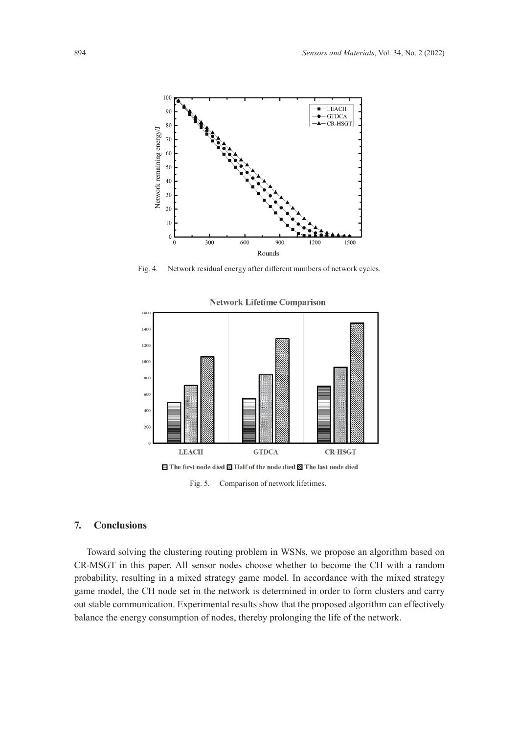Fig. 4.  Network residual energy after different numbers of network cycles.

Fig. 5.  Comparison of network lifetimes.

## 7. Conclusions

Toward solving the clustering routing problem in WSNs, we propose an algorithm based on CR-MSGT in this paper. All sensor nodes choose whether to become the CH with a random probability, resulting in a mixed strategy game model. In accordance with the mixed strategy game model, the CH node set in the network is determined in order to form clusters and carry out stable communication. Experimental results show that the proposed algorithm can effectively balance the energy consumption of nodes, thereby prolonging the life of the network.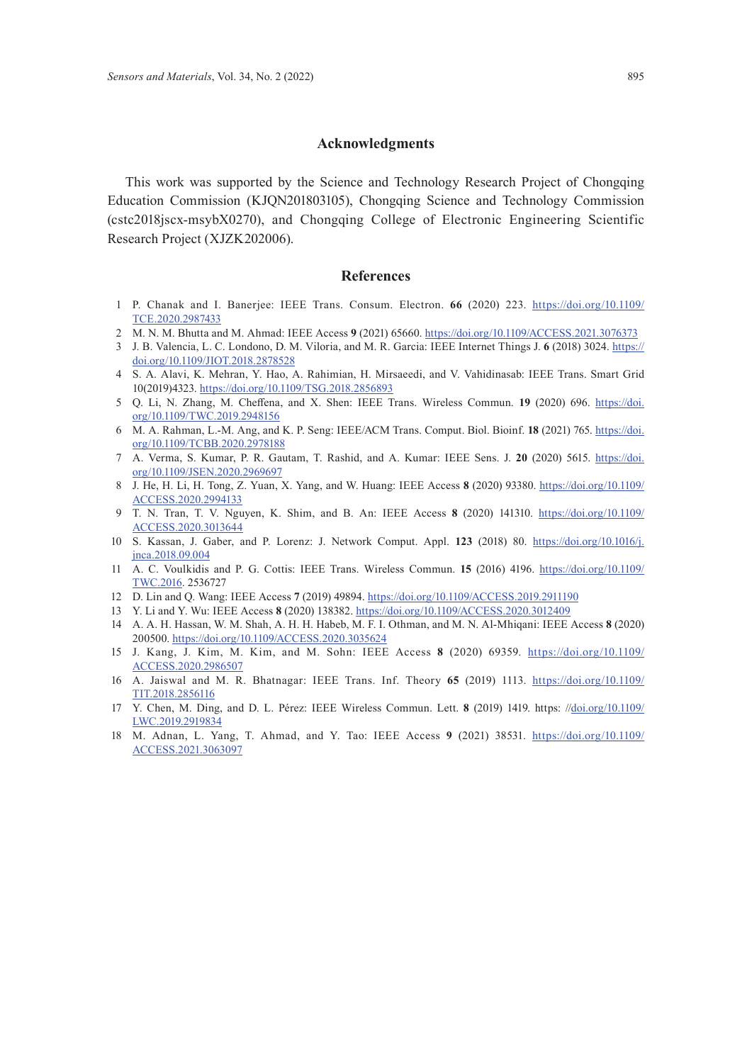## Acknowledgments

This work was supported by the Science and Technology Research Project of Chongqing Education Commission (KJQN201803105), Chongqing Science and Technology Commission (cstc2018jscx-msybX0270), and Chongqing College of Electronic Engineering Scientific Research Project (XJZK202006).

## References

1. P. Chanak and I. Banerjee: IEEE Trans. Consum. Electron. **66** (2020) 223. https://doi.org/10.1109/TCE.2020.2987433
2. M. N. M. Bhutta and M. Ahmad: IEEE Access **9** (2021) 65660. https://doi.org/10.1109/ACCESS.2021.3076373
3. J. B. Valencia, L. C. Londono, D. M. Viloria, and M. R. Garcia: IEEE Internet Things J. **6** (2018) 3024. https://doi.org/10.1109/JIOT.2018.2878528
4. S. A. Alavi, K. Mehran, Y. Hao, A. Rahimian, H. Mirsaeedi, and V. Vahidinasab: IEEE Trans. Smart Grid 10(2019)4323. https://doi.org/10.1109/TSG.2018.2856893
5. Q. Li, N. Zhang, M. Cheffena, and X. Shen: IEEE Trans. Wireless Commun. **19** (2020) 696. https://doi.org/10.1109/TWC.2019.2948156
6. M. A. Rahman, L.-M. Ang, and K. P. Seng: IEEE/ACM Trans. Comput. Biol. Bioinf. **18** (2021) 765. https://doi.org/10.1109/TCBB.2020.2978188
7. A. Verma, S. Kumar, P. R. Gautam, T. Rashid, and A. Kumar: IEEE Sens. J. **20** (2020) 5615. https://doi.org/10.1109/JSEN.2020.2969697
8. J. He, H. Li, H. Tong, Z. Yuan, X. Yang, and W. Huang: IEEE Access **8** (2020) 93380. https://doi.org/10.1109/ACCESS.2020.2994133
9. T. N. Tran, T. V. Nguyen, K. Shim, and B. An: IEEE Access **8** (2020) 141310. https://doi.org/10.1109/ACCESS.2020.3013644
10. S. Kassan, J. Gaber, and P. Lorenz: J. Network Comput. Appl. **123** (2018) 80. https://doi.org/10.1016/j.jnca.2018.09.004
11. A. C. Voulkidis and P. G. Cottis: IEEE Trans. Wireless Commun. **15** (2016) 4196. https://doi.org/10.1109/TWC.2016. 2536727
12. D. Lin and Q. Wang: IEEE Access **7** (2019) 49894. https://doi.org/10.1109/ACCESS.2019.2911190
13. Y. Li and Y. Wu: IEEE Access **8** (2020) 138382. https://doi.org/10.1109/ACCESS.2020.3012409
14. A. A. H. Hassan, W. M. Shah, A. H. H. Habeb, M. F. I. Othman, and M. N. Al-Mhiqani: IEEE Access **8** (2020) 200500. https://doi.org/10.1109/ACCESS.2020.3035624
15. J. Kang, J. Kim, M. Kim, and M. Sohn: IEEE Access **8** (2020) 69359. https://doi.org/10.1109/ACCESS.2020.2986507
16. A. Jaiswal and M. R. Bhatnagar: IEEE Trans. Inf. Theory **65** (2019) 1113. https://doi.org/10.1109/TIT.2018.2856116
17. Y. Chen, M. Ding, and D. L. Pérez: IEEE Wireless Commun. Lett. **8** (2019) 1419. https: //doi.org/10.1109/LWC.2019.2919834
18. M. Adnan, L. Yang, T. Ahmad, and Y. Tao: IEEE Access **9** (2021) 38531. https://doi.org/10.1109/ACCESS.2021.3063097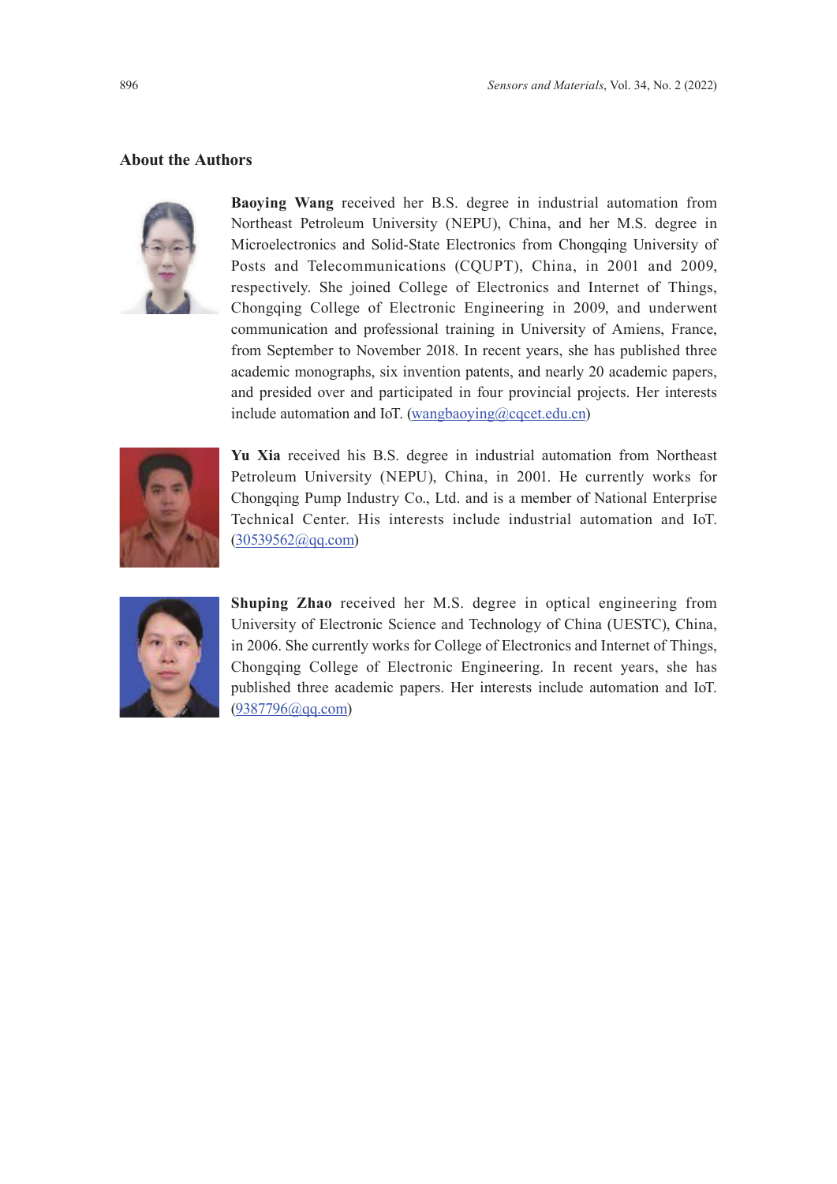## About the Authors

**Baoying Wang** received her B.S. degree in industrial automation from Northeast Petroleum University (NEPU), China, and her M.S. degree in Microelectronics and Solid-State Electronics from Chongqing University of Posts and Telecommunications (CQUPT), China, in 2001 and 2009, respectively. She joined College of Electronics and Internet of Things, Chongqing College of Electronic Engineering in 2009, and underwent communication and professional training in University of Amiens, France, from September to November 2018. In recent years, she has published three academic monographs, six invention patents, and nearly 20 academic papers, and presided over and participated in four provincial projects. Her interests include automation and IoT. (wangbaoying@cqcet.edu.cn)

**Yu Xia** received his B.S. degree in industrial automation from Northeast Petroleum University (NEPU), China, in 2001. He currently works for Chongqing Pump Industry Co., Ltd. and is a member of National Enterprise Technical Center. His interests include industrial automation and IoT. (30539562@qq.com)

**Shuping Zhao** received her M.S. degree in optical engineering from University of Electronic Science and Technology of China (UESTC), China, in 2006. She currently works for College of Electronics and Internet of Things, Chongqing College of Electronic Engineering. In recent years, she has published three academic papers. Her interests include automation and IoT. (9387796@qq.com)